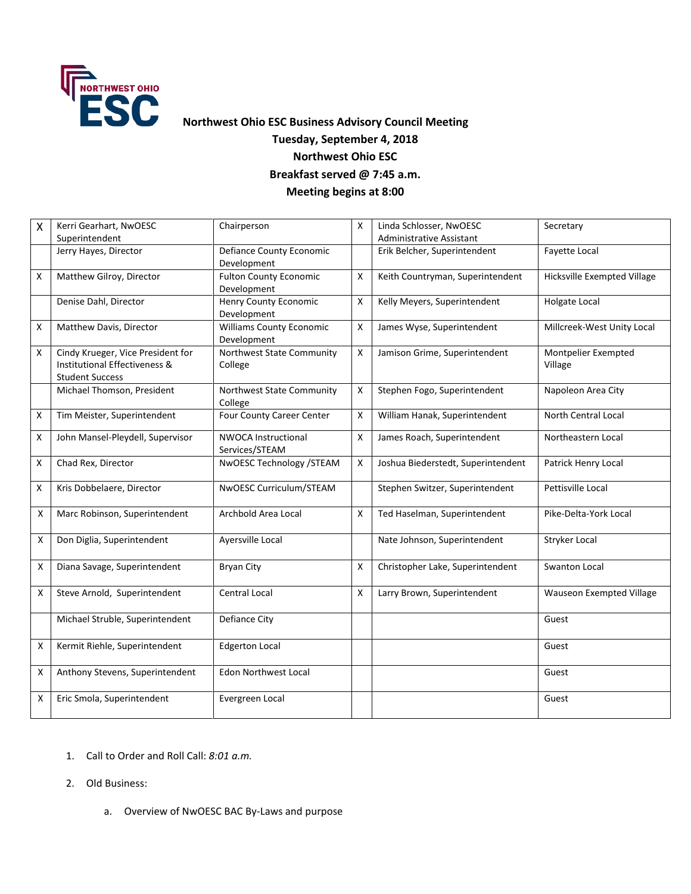**Northwest Ohio ESC Business Advisory Council Meeting**
**Tuesday, September 4, 2018**
**Northwest Ohio ESC**
**Breakfast served @ 7:45 a.m.**
**Meeting begins at 8:00**

| | | | | | |
|---|---|---|---|---|---|
| X | Kerri Gearhart, NwOESC Superintendent | Chairperson | X | Linda Schlosser, NwOESC Administrative Assistant | Secretary |
| | Jerry Hayes, Director | Defiance County Economic Development | | Erik Belcher, Superintendent | Fayette Local |
| X | Matthew Gilroy, Director | Fulton County Economic Development | X | Keith Countryman, Superintendent | Hicksville Exempted Village |
| | Denise Dahl, Director | Henry County Economic Development | X | Kelly Meyers, Superintendent | Holgate Local |
| X | Matthew Davis, Director | Williams County Economic Development | X | James Wyse, Superintendent | Millcreek-West Unity Local |
| X | Cindy Krueger, Vice President for Institutional Effectiveness & Student Success | Northwest State Community College | X | Jamison Grime, Superintendent | Montpelier Exempted Village |
| | Michael Thomson, President | Northwest State Community College | X | Stephen Fogo, Superintendent | Napoleon Area City |
| X | Tim Meister, Superintendent | Four County Career Center | X | William Hanak, Superintendent | North Central Local |
| X | John Mansel-Pleydell, Supervisor | NWOCA Instructional Services/STEAM | X | James Roach, Superintendent | Northeastern Local |
| X | Chad Rex, Director | NwOESC Technology /STEAM | X | Joshua Biederstedt, Superintendent | Patrick Henry Local |
| X | Kris Dobbelaere, Director | NwOESC Curriculum/STEAM | | Stephen Switzer, Superintendent | Pettisville Local |
| X | Marc Robinson, Superintendent | Archbold Area Local | X | Ted Haselman, Superintendent | Pike-Delta-York Local |
| X | Don Diglia, Superintendent | Ayersville Local | | Nate Johnson, Superintendent | Stryker Local |
| X | Diana Savage, Superintendent | Bryan City | X | Christopher Lake, Superintendent | Swanton Local |
| X | Steve Arnold, Superintendent | Central Local | X | Larry Brown, Superintendent | Wauseon Exempted Village |
| | Michael Struble, Superintendent | Defiance City | | | Guest |
| X | Kermit Riehle, Superintendent | Edgerton Local | | | Guest |
| X | Anthony Stevens, Superintendent | Edon Northwest Local | | | Guest |
| X | Eric Smola, Superintendent | Evergreen Local | | | Guest |

1. Call to Order and Roll Call: *8:01 a.m.*

2. Old Business:

   a. Overview of NwOESC BAC By-Laws and purpose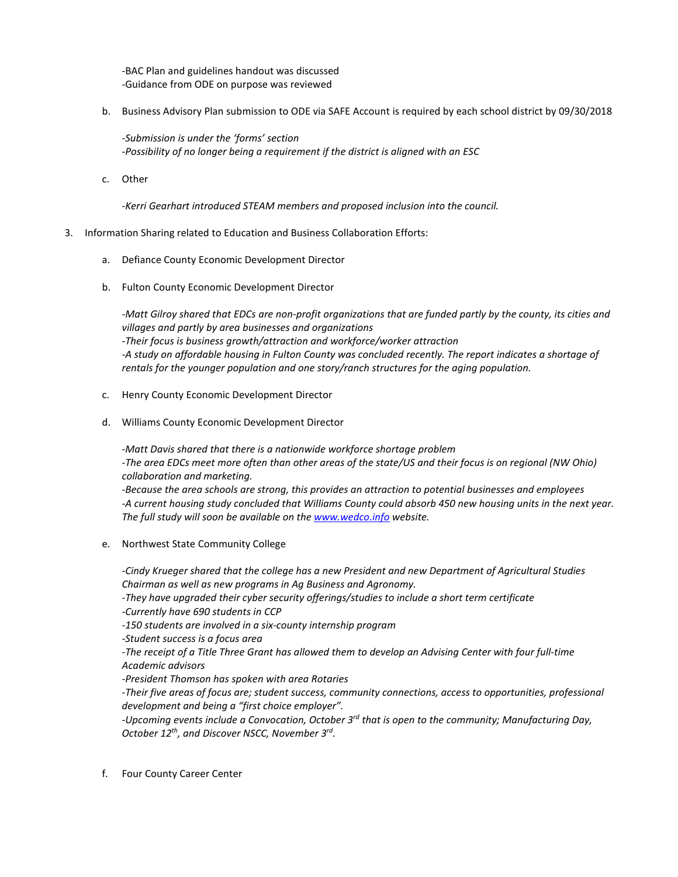-BAC Plan and guidelines handout was discussed
-Guidance from ODE on purpose was reviewed

b. Business Advisory Plan submission to ODE via SAFE Account is required by each school district by 09/30/2018

*-Submission is under the 'forms' section*
*-Possibility of no longer being a requirement if the district is aligned with an ESC*

c. Other

*-Kerri Gearhart introduced STEAM members and proposed inclusion into the council.*

3. Information Sharing related to Education and Business Collaboration Efforts:

a. Defiance County Economic Development Director

b. Fulton County Economic Development Director

*-Matt Gilroy shared that EDCs are non-profit organizations that are funded partly by the county, its cities and villages and partly by area businesses and organizations*
*-Their focus is business growth/attraction and workforce/worker attraction*
*-A study on affordable housing in Fulton County was concluded recently. The report indicates a shortage of rentals for the younger population and one story/ranch structures for the aging population.*

c. Henry County Economic Development Director

d. Williams County Economic Development Director

*-Matt Davis shared that there is a nationwide workforce shortage problem*
*-The area EDCs meet more often than other areas of the state/US and their focus is on regional (NW Ohio) collaboration and marketing.*
*-Because the area schools are strong, this provides an attraction to potential businesses and employees*
*-A current housing study concluded that Williams County could absorb 450 new housing units in the next year. The full study will soon be available on the [www.wedco.info](http://www.wedco.info) website.*

e. Northwest State Community College

*-Cindy Krueger shared that the college has a new President and new Department of Agricultural Studies Chairman as well as new programs in Ag Business and Agronomy.*
*-They have upgraded their cyber security offerings/studies to include a short term certificate*
*-Currently have 690 students in CCP*
*-150 students are involved in a six-county internship program*
*-Student success is a focus area*
*-The receipt of a Title Three Grant has allowed them to develop an Advising Center with four full-time Academic advisors*
*-President Thomson has spoken with area Rotaries*
*-Their five areas of focus are; student success, community connections, access to opportunities, professional development and being a "first choice employer".*
*-Upcoming events include a Convocation, October 3rd that is open to the community; Manufacturing Day, October 12th, and Discover NSCC, November 3rd.*

f. Four County Career Center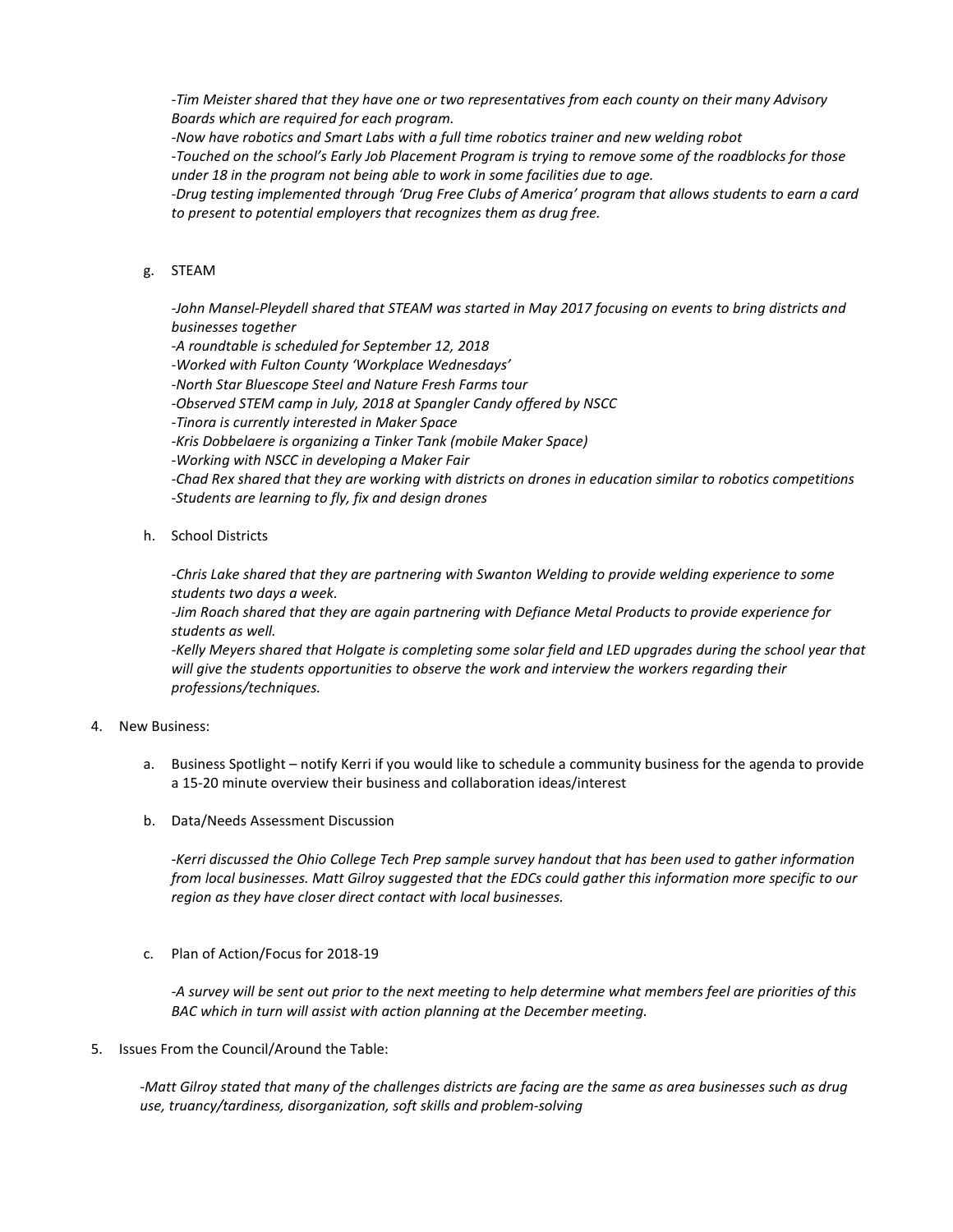*-Tim Meister shared that they have one or two representatives from each county on their many Advisory Boards which are required for each program.*
*-Now have robotics and Smart Labs with a full time robotics trainer and new welding robot*
*-Touched on the school's Early Job Placement Program is trying to remove some of the roadblocks for those under 18 in the program not being able to work in some facilities due to age.*
*-Drug testing implemented through 'Drug Free Clubs of America' program that allows students to earn a card to present to potential employers that recognizes them as drug free.*

g. STEAM

*-John Mansel-Pleydell shared that STEAM was started in May 2017 focusing on events to bring districts and businesses together*
*-A roundtable is scheduled for September 12, 2018*
*-Worked with Fulton County 'Workplace Wednesdays'*
*-North Star Bluescope Steel and Nature Fresh Farms tour*
*-Observed STEM camp in July, 2018 at Spangler Candy offered by NSCC*
*-Tinora is currently interested in Maker Space*
*-Kris Dobbelaere is organizing a Tinker Tank (mobile Maker Space)*
*-Working with NSCC in developing a Maker Fair*
*-Chad Rex shared that they are working with districts on drones in education similar to robotics competitions*
*-Students are learning to fly, fix and design drones*

h. School Districts

*-Chris Lake shared that they are partnering with Swanton Welding to provide welding experience to some students two days a week.*
*-Jim Roach shared that they are again partnering with Defiance Metal Products to provide experience for students as well.*
*-Kelly Meyers shared that Holgate is completing some solar field and LED upgrades during the school year that will give the students opportunities to observe the work and interview the workers regarding their professions/techniques.*

4. New Business:

   a. Business Spotlight – notify Kerri if you would like to schedule a community business for the agenda to provide a 15-20 minute overview their business and collaboration ideas/interest

   b. Data/Needs Assessment Discussion

   *-Kerri discussed the Ohio College Tech Prep sample survey handout that has been used to gather information from local businesses. Matt Gilroy suggested that the EDCs could gather this information more specific to our region as they have closer direct contact with local businesses.*

   c. Plan of Action/Focus for 2018-19

   *-A survey will be sent out prior to the next meeting to help determine what members feel are priorities of this BAC which in turn will assist with action planning at the December meeting.*

5. Issues From the Council/Around the Table:

*-Matt Gilroy stated that many of the challenges districts are facing are the same as area businesses such as drug use, truancy/tardiness, disorganization, soft skills and problem-solving*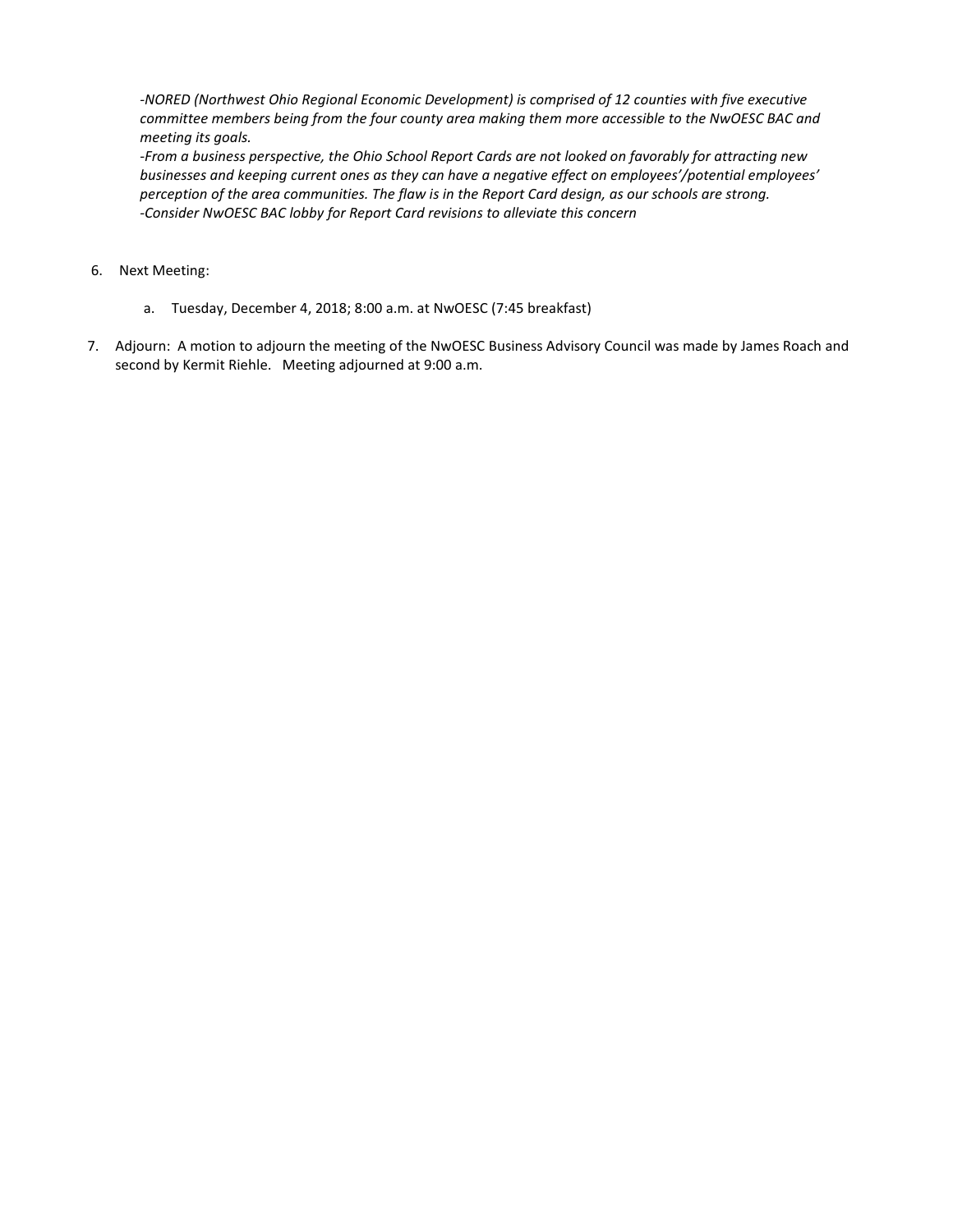*-NORED (Northwest Ohio Regional Economic Development) is comprised of 12 counties with five executive committee members being from the four county area making them more accessible to the NwOESC BAC and meeting its goals.*
*-From a business perspective, the Ohio School Report Cards are not looked on favorably for attracting new businesses and keeping current ones as they can have a negative effect on employees'/potential employees' perception of the area communities. The flaw is in the Report Card design, as our schools are strong.*
*-Consider NwOESC BAC lobby for Report Card revisions to alleviate this concern*

6. Next Meeting:

   a. Tuesday, December 4, 2018; 8:00 a.m. at NwOESC (7:45 breakfast)

7. Adjourn: A motion to adjourn the meeting of the NwOESC Business Advisory Council was made by James Roach and second by Kermit Riehle. Meeting adjourned at 9:00 a.m.